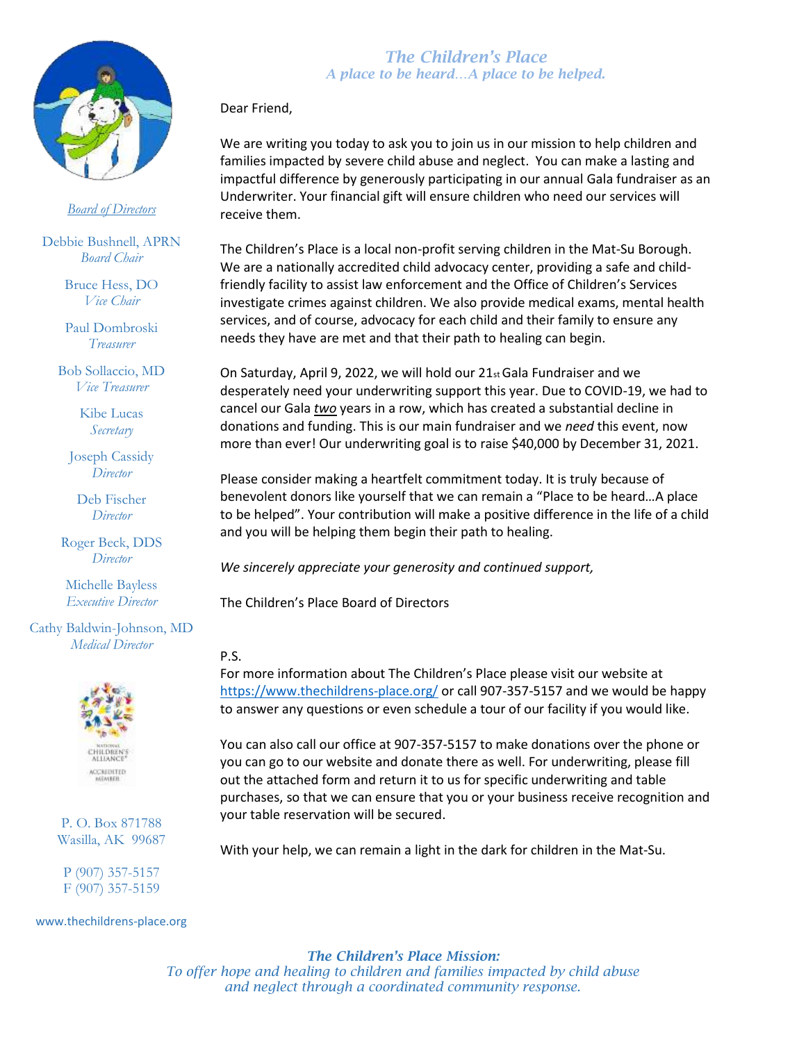# The Children's Place

*A place to be heard…A place to be helped.*

*Board of Directors*

Debbie Bushnell, APRN
*Board Chair*

Bruce Hess, DO
*Vice Chair*

Paul Dombroski
*Treasurer*

Bob Sollaccio, MD
*Vice Treasurer*

Kibe Lucas
*Secretary*

Joseph Cassidy
*Director*

Deb Fischer
*Director*

Roger Beck, DDS
*Director*

Michelle Bayless
*Executive Director*

Cathy Baldwin-Johnson, MD
*Medical Director*

NATIONAL CHILDREN'S ALLIANCE® ACCREDITED MEMBER

P. O. Box 871788
Wasilla, AK 99687

P (907) 357-5157
F (907) 357-5159

www.thechildrens-place.org

Dear Friend,

We are writing you today to ask you to join us in our mission to help children and families impacted by severe child abuse and neglect. You can make a lasting and impactful difference by generously participating in our annual Gala fundraiser as an Underwriter. Your financial gift will ensure children who need our services will receive them.

The Children's Place is a local non-profit serving children in the Mat-Su Borough. We are a nationally accredited child advocacy center, providing a safe and child-friendly facility to assist law enforcement and the Office of Children's Services investigate crimes against children. We also provide medical exams, mental health services, and of course, advocacy for each child and their family to ensure any needs they have are met and that their path to healing can begin.

On Saturday, April 9, 2022, we will hold our 21st Gala Fundraiser and we desperately need your underwriting support this year. Due to COVID-19, we had to cancel our Gala ***two*** years in a row, which has created a substantial decline in donations and funding. This is our main fundraiser and we *need* this event, now more than ever! Our underwriting goal is to raise $40,000 by December 31, 2021.

Please consider making a heartfelt commitment today. It is truly because of benevolent donors like yourself that we can remain a "Place to be heard…A place to be helped". Your contribution will make a positive difference in the life of a child and you will be helping them begin their path to healing.

*We sincerely appreciate your generosity and continued support,*

The Children's Place Board of Directors

P.S.
For more information about The Children's Place please visit our website at https://www.thechildrens-place.org/ or call 907-357-5157 and we would be happy to answer any questions or even schedule a tour of our facility if you would like.

You can also call our office at 907-357-5157 to make donations over the phone or you can go to our website and donate there as well. For underwriting, please fill out the attached form and return it to us for specific underwriting and table purchases, so that we can ensure that you or your business receive recognition and your table reservation will be secured.

With your help, we can remain a light in the dark for children in the Mat-Su.

*The Children's Place Mission:*
*To offer hope and healing to children and families impacted by child abuse and neglect through a coordinated community response.*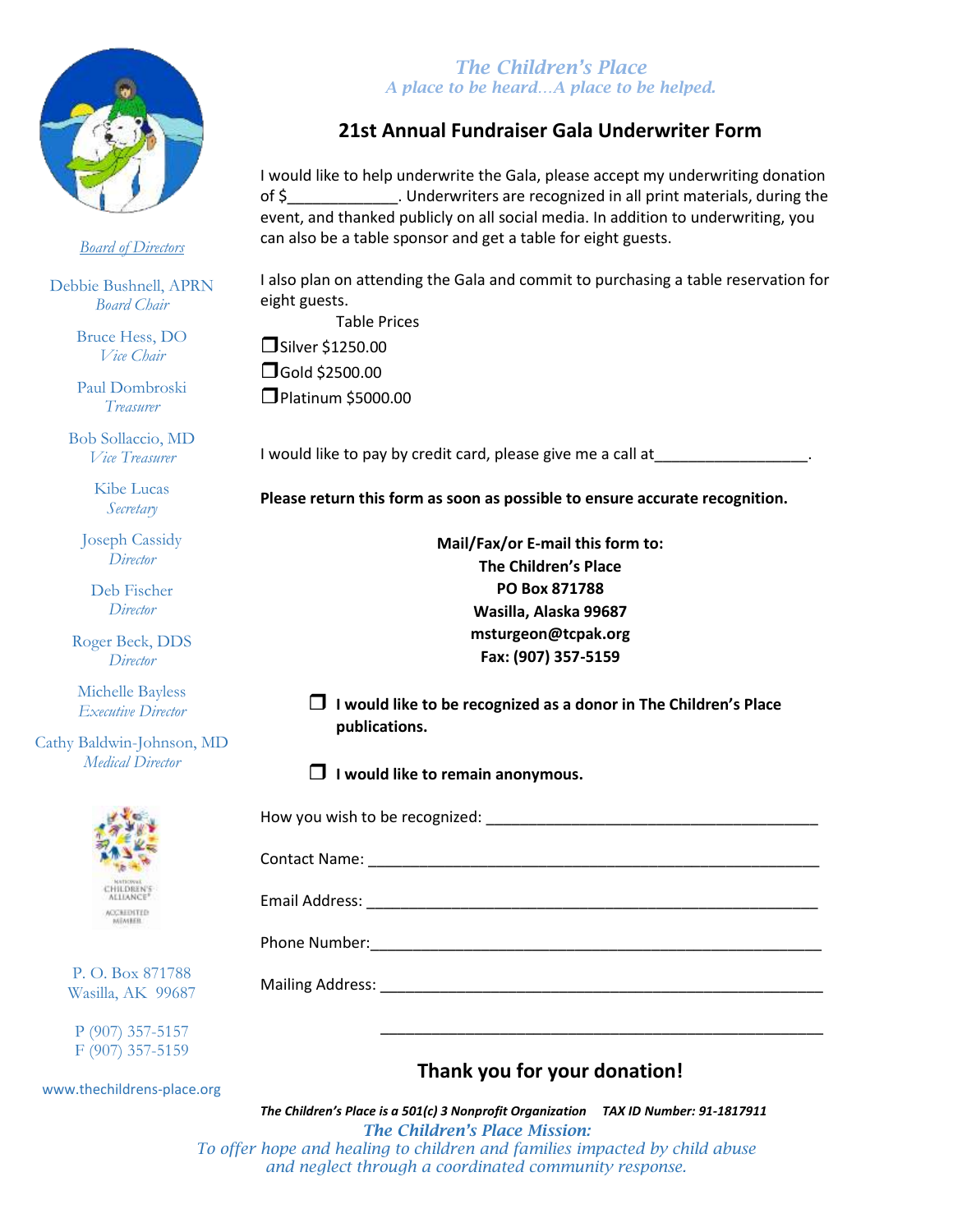*The Children's Place*
*A place to be heard…A place to be helped.*

## 21st Annual Fundraiser Gala Underwriter Form

I would like to help underwrite the Gala, please accept my underwriting donation of $_____________. Underwriters are recognized in all print materials, during the event, and thanked publicly on all social media. In addition to underwriting, you can also be a table sponsor and get a table for eight guests.

I also plan on attending the Gala and commit to purchasing a table reservation for eight guests.

Table Prices

❒Silver $1250.00
❒Gold $2500.00
❒Platinum $5000.00

I would like to pay by credit card, please give me a call at_________________.

**Please return this form as soon as possible to ensure accurate recognition.**

**Mail/Fax/or E-mail this form to:**
**The Children's Place**
**PO Box 871788**
**Wasilla, Alaska 99687**
**msturgeon@tcpak.org**
**Fax: (907) 357-5159**

❒ **I would like to be recognized as a donor in The Children's Place publications.**

❒ **I would like to remain anonymous.**

How you wish to be recognized: ________________________________________

Contact Name: ______________________________________________________

Email Address: ______________________________________________________

Phone Number:______________________________________________________

Mailing Address: _____________________________________________________

_____________________________________________________

### Thank you for your donation!

*Board of Directors*

Debbie Bushnell, APRN
*Board Chair*

Bruce Hess, DO
*Vice Chair*

Paul Dombroski
*Treasurer*

Bob Sollaccio, MD
*Vice Treasurer*

Kibe Lucas
*Secretary*

Joseph Cassidy
*Director*

Deb Fischer
*Director*

Roger Beck, DDS
*Director*

Michelle Bayless
*Executive Director*

Cathy Baldwin-Johnson, MD
*Medical Director*

National Children's Alliance
Accredited Member

P. O. Box 871788
Wasilla, AK 99687

P (907) 357-5157
F (907) 357-5159

www.thechildrens-place.org

***The Children's Place is a 501(c) 3 Nonprofit Organization    TAX ID Number: 91-1817911***

*The Children's Place Mission:*
*To offer hope and healing to children and families impacted by child abuse and neglect through a coordinated community response.*